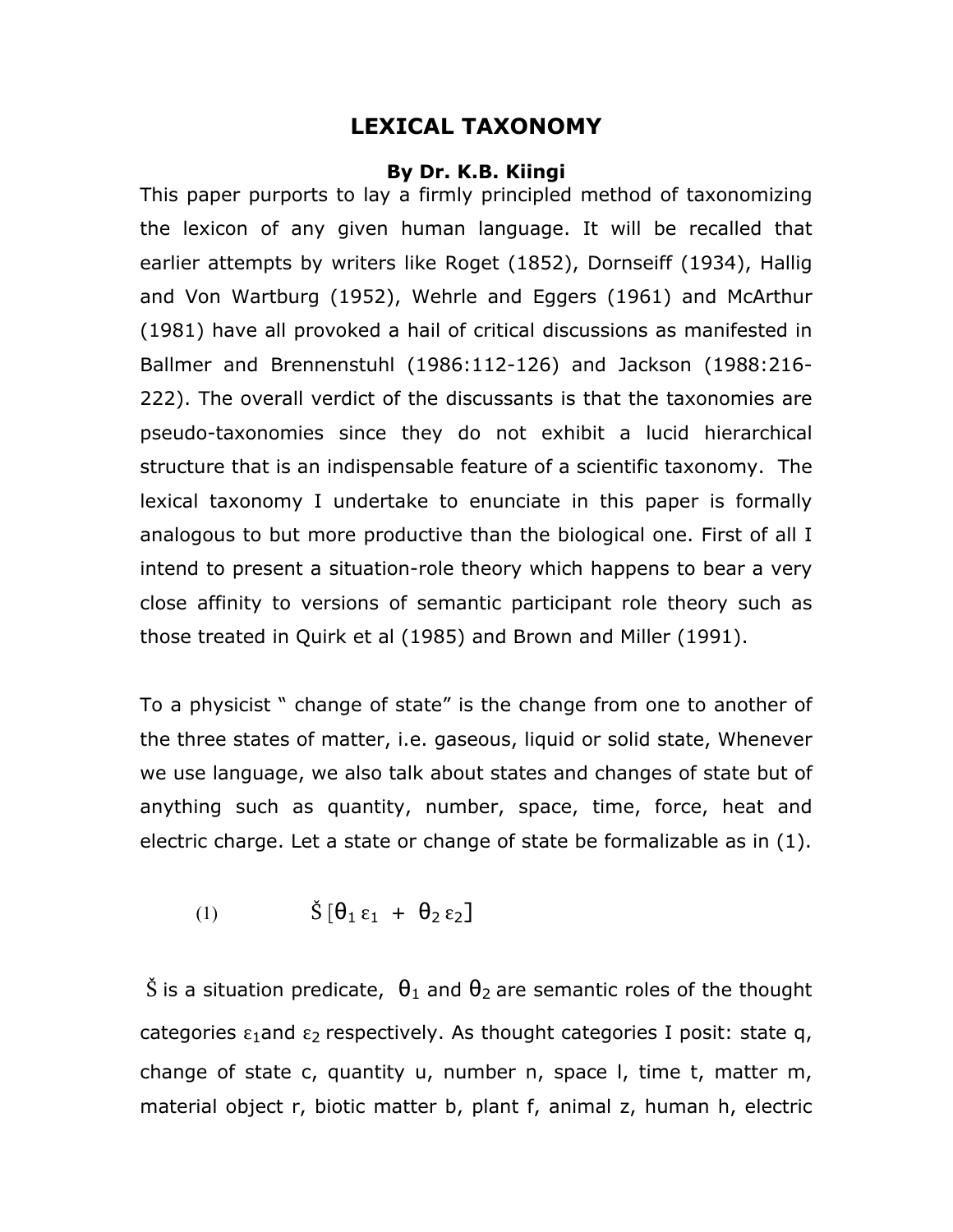# LEXICAL TAXONOMY

**By Dr. K.B. Kiingi**

This paper purports to lay a firmly principled method of taxonomizing the lexicon of any given human language. It will be recalled that earlier attempts by writers like Roget (1852), Dornseiff (1934), Hallig and Von Wartburg (1952), Wehrle and Eggers (1961) and McArthur (1981) have all provoked a hail of critical discussions as manifested in Ballmer and Brennenstuhl (1986:112-126) and Jackson (1988:216-222). The overall verdict of the discussants is that the taxonomies are pseudo-taxonomies since they do not exhibit a lucid hierarchical structure that is an indispensable feature of a scientific taxonomy. The lexical taxonomy I undertake to enunciate in this paper is formally analogous to but more productive than the biological one. First of all I intend to present a situation-role theory which happens to bear a very close affinity to versions of semantic participant role theory such as those treated in Quirk et al (1985) and Brown and Miller (1991).

To a physicist " change of state" is the change from one to another of the three states of matter, i.e. gaseous, liquid or solid state, Whenever we use language, we also talk about states and changes of state but of anything such as quantity, number, space, time, force, heat and electric charge. Let a state or change of state be formalizable as in (1).

$$(1) \qquad \check{S}\,[\theta_1\,\varepsilon_1 \;+\; \theta_2\,\varepsilon_2]$$

$\check{S}$ is a situation predicate, $\theta_1$ and $\theta_2$ are semantic roles of the thought categories $\varepsilon_1$ and $\varepsilon_2$ respectively. As thought categories I posit: state q, change of state c, quantity u, number n, space l, time t, matter m, material object r, biotic matter b, plant f, animal z, human h, electric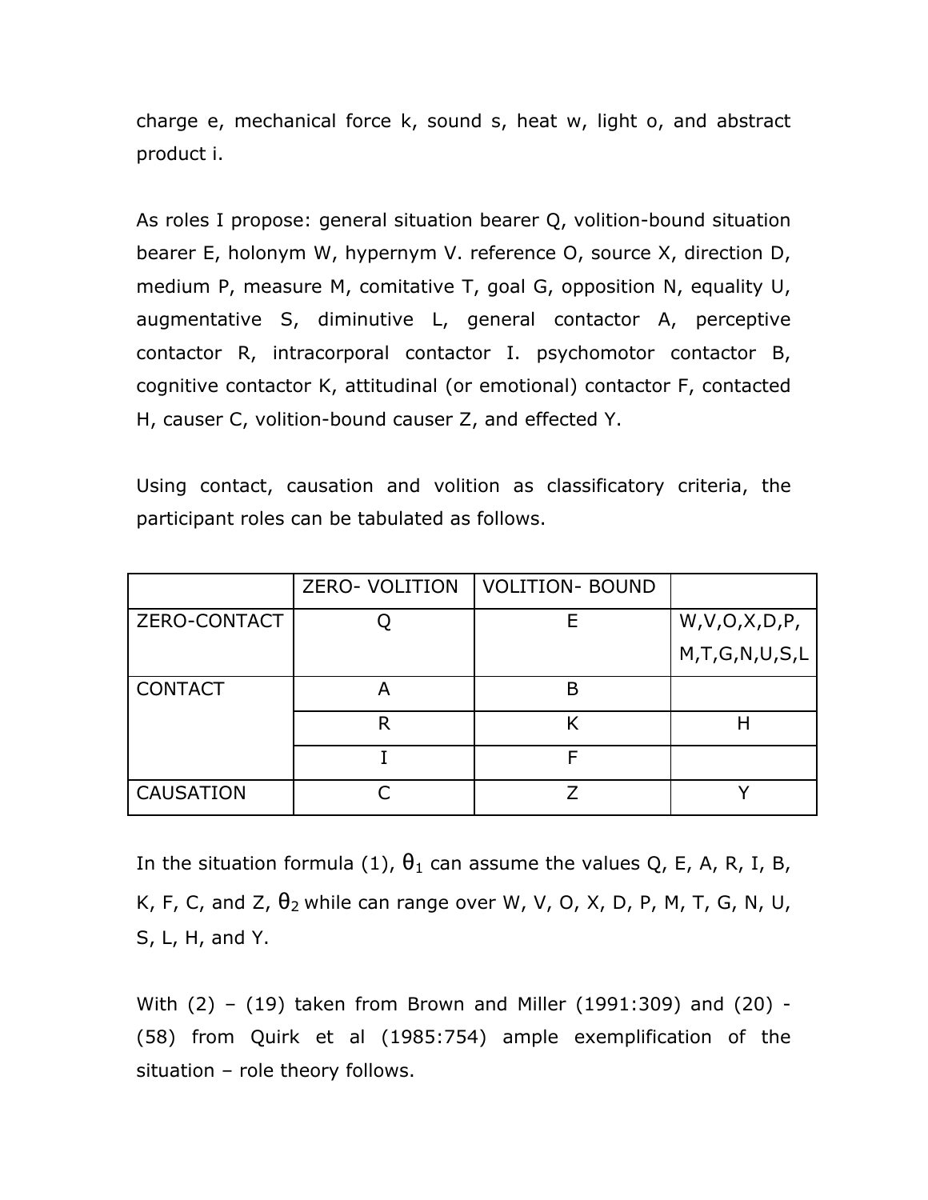charge e, mechanical force k, sound s, heat w, light o, and abstract product i.

As roles I propose: general situation bearer Q, volition-bound situation bearer E, holonym W, hypernym V. reference O, source X, direction D, medium P, measure M, comitative T, goal G, opposition N, equality U, augmentative S, diminutive L, general contactor A, perceptive contactor R, intracorporal contactor I. psychomotor contactor B, cognitive contactor K, attitudinal (or emotional) contactor F, contacted H, causer C, volition-bound causer Z, and effected Y.

Using contact, causation and volition as classificatory criteria, the participant roles can be tabulated as follows.

| | ZERO- VOLITION | VOLITION- BOUND | |
|---|---|---|---|
| ZERO-CONTACT | Q | E | W,V,O,X,D,P, M,T,G,N,U,S,L |
| CONTACT | A | B | |
| | R | K | H |
| | I | F | |
| CAUSATION | C | Z | Y |

In the situation formula (1), $\theta_1$ can assume the values Q, E, A, R, I, B, K, F, C, and Z, $\theta_2$ while can range over W, V, O, X, D, P, M, T, G, N, U, S, L, H, and Y.

With (2) – (19) taken from Brown and Miller (1991:309) and (20) - (58) from Quirk et al (1985:754) ample exemplification of the situation – role theory follows.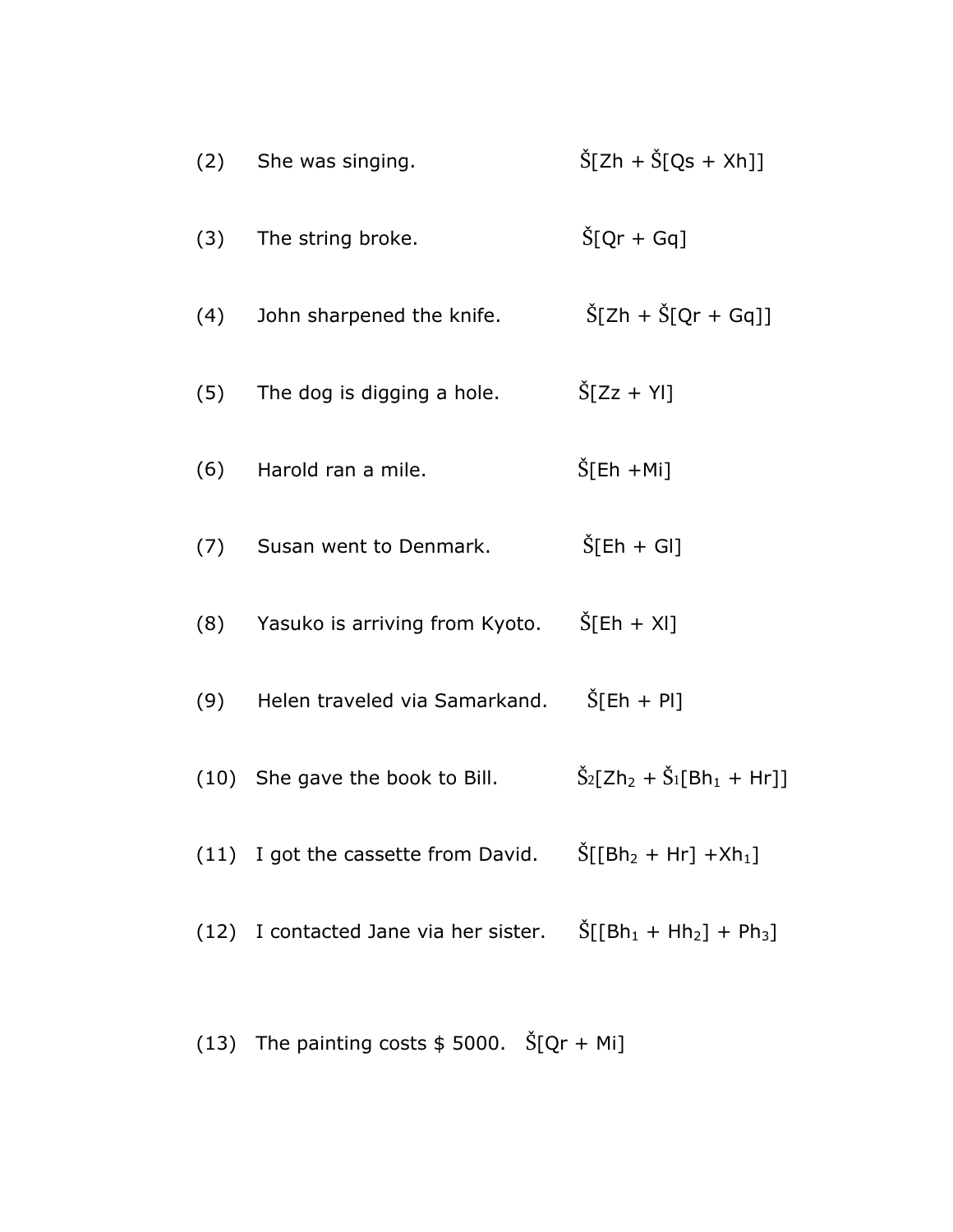(2) She was singing. Š[Zh + Š[Qs + Xh]]

(3) The string broke. Š[Qr + Gq]

(4) John sharpened the knife. Š[Zh + Š[Qr + Gq]]

(5) The dog is digging a hole. Š[Zz + Yl]

(6) Harold ran a mile. Š[Eh +Mi]

(7) Susan went to Denmark. Š[Eh + Gl]

(8) Yasuko is arriving from Kyoto. Š[Eh + Xl]

(9) Helen traveled via Samarkand. Š[Eh + Pl]

(10) She gave the book to Bill. $Š_2$[$Zh_2$ + $Š_1$[$Bh_1$ + Hr]]

(11) I got the cassette from David. Š[[$Bh_2$ + Hr] +$Xh_1$]

(12) I contacted Jane via her sister. Š[[$Bh_1$ + $Hh_2$] + $Ph_3$]

(13) The painting costs $ 5000. Š[Qr + Mi]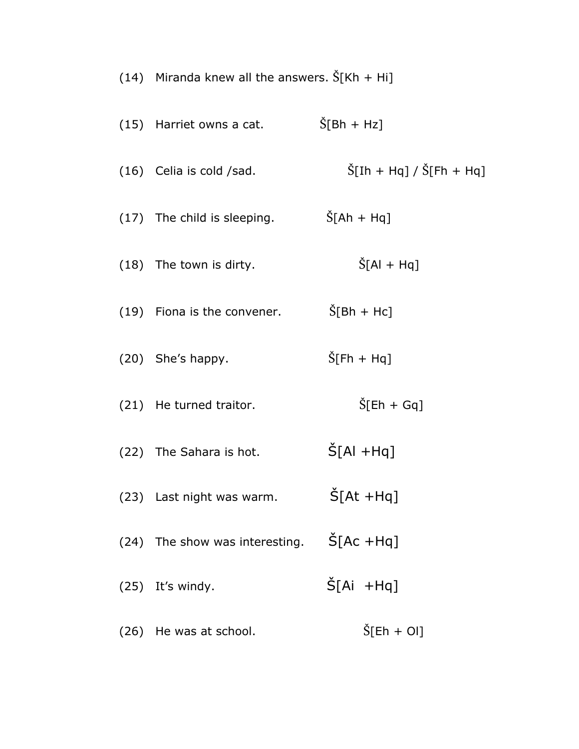(14) Miranda knew all the answers. Š[Kh + Hi]

(15) Harriet owns a cat. Š[Bh + Hz]

(16) Celia is cold /sad. Š[Ih + Hq] / Š[Fh + Hq]

(17) The child is sleeping. Š[Ah + Hq]

(18) The town is dirty. Š[Al + Hq]

(19) Fiona is the convener. Š[Bh + Hc]

(20) She's happy. Š[Fh + Hq]

(21) He turned traitor. Š[Eh + Gq]

(22) The Sahara is hot. Š[Al +Hq]

(23) Last night was warm. Š[At +Hq]

(24) The show was interesting. Š[Ac +Hq]

(25) It's windy. Š[Ai +Hq]

(26) He was at school. Š[Eh + Ol]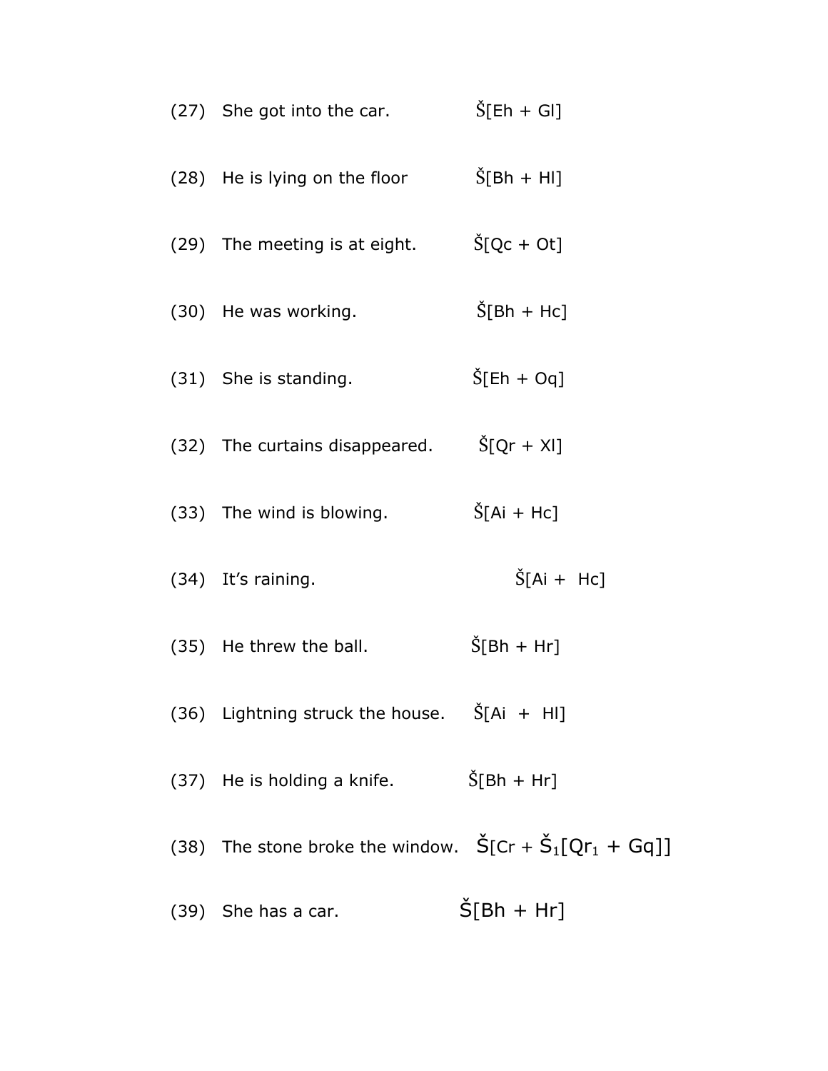(27) She got into the car. Š[Eh + Gl]

(28) He is lying on the floor Š[Bh + Hl]

(29) The meeting is at eight. Š[Qc + Ot]

(30) He was working. Š[Bh + Hc]

(31) She is standing. Š[Eh + Oq]

(32) The curtains disappeared. Š[Qr + Xl]

(33) The wind is blowing. Š[Ai + Hc]

(34) It's raining. Š[Ai + Hc]

(35) He threw the ball. Š[Bh + Hr]

(36) Lightning struck the house. Š[Ai + Hl]

(37) He is holding a knife. Š[Bh + Hr]

(38) The stone broke the window. Š[Cr + $Š_1$[$Qr_1$ + Gq]]

(39) She has a car. Š[Bh + Hr]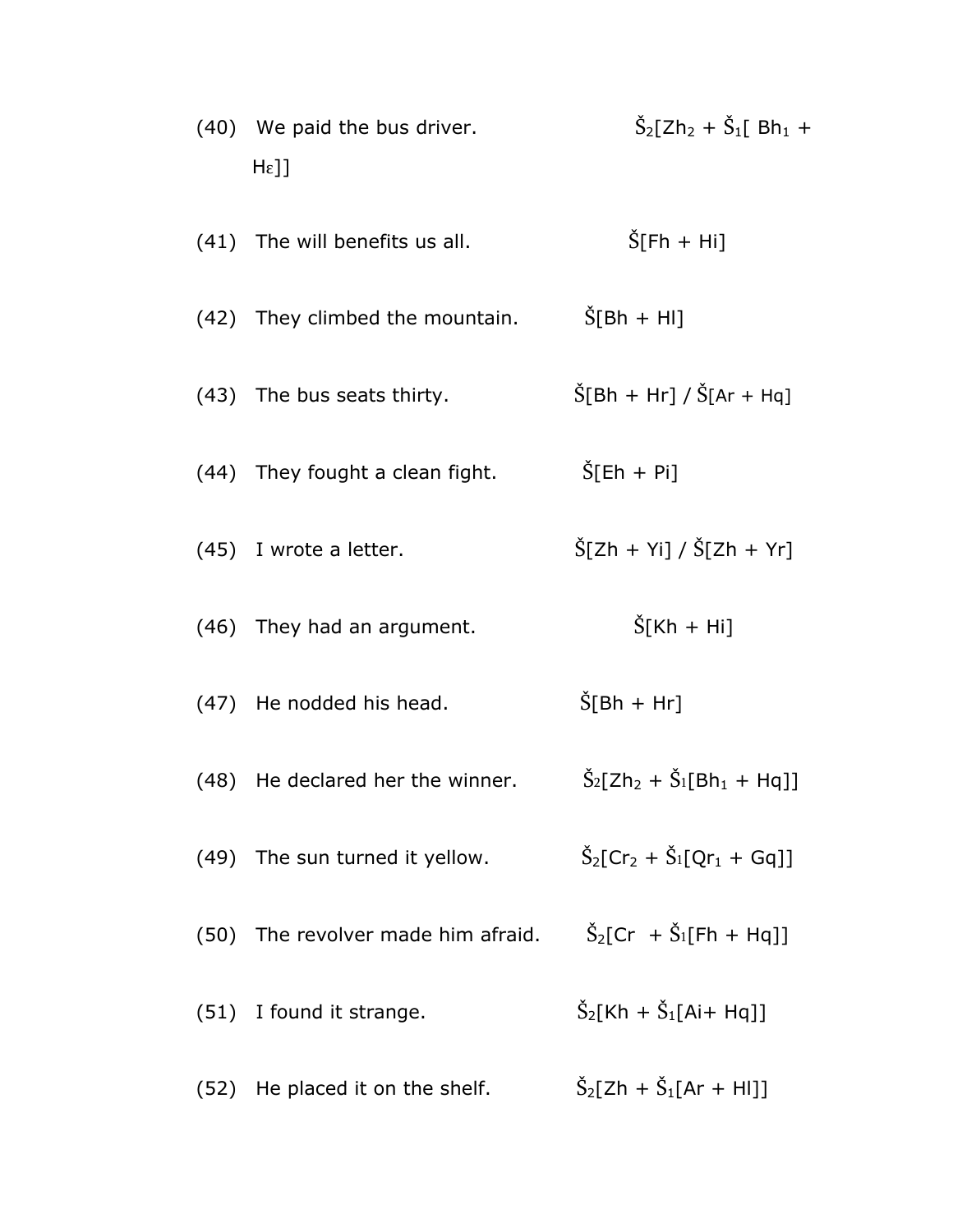(40) We paid the bus driver. $\check{S}_2[Zh_2 + \check{S}_1[ Bh_1 + H\varepsilon]]$

(41) The will benefits us all. $\check{S}[Fh + Hi]$

(42) They climbed the mountain. $\check{S}[Bh + Hl]$

(43) The bus seats thirty. $\check{S}[Bh + Hr]$ / $\check{S}[Ar + Hq]$

(44) They fought a clean fight. $\check{S}[Eh + Pi]$

(45) I wrote a letter. $\check{S}[Zh + Yi]$ / $\check{S}[Zh + Yr]$

(46) They had an argument. $\check{S}[Kh + Hi]$

(47) He nodded his head. $\check{S}[Bh + Hr]$

(48) He declared her the winner. $\check{S}_2[Zh_2 + \check{S}_1[Bh_1 + Hq]]$

(49) The sun turned it yellow. $\check{S}_2[Cr_2 + \check{S}_1[Qr_1 + Gq]]$

(50) The revolver made him afraid. $\check{S}_2[Cr + \check{S}_1[Fh + Hq]]$

(51) I found it strange. $\check{S}_2[Kh + \check{S}_1[Ai + Hq]]$

(52) He placed it on the shelf. $\check{S}_2[Zh + \check{S}_1[Ar + Hl]]$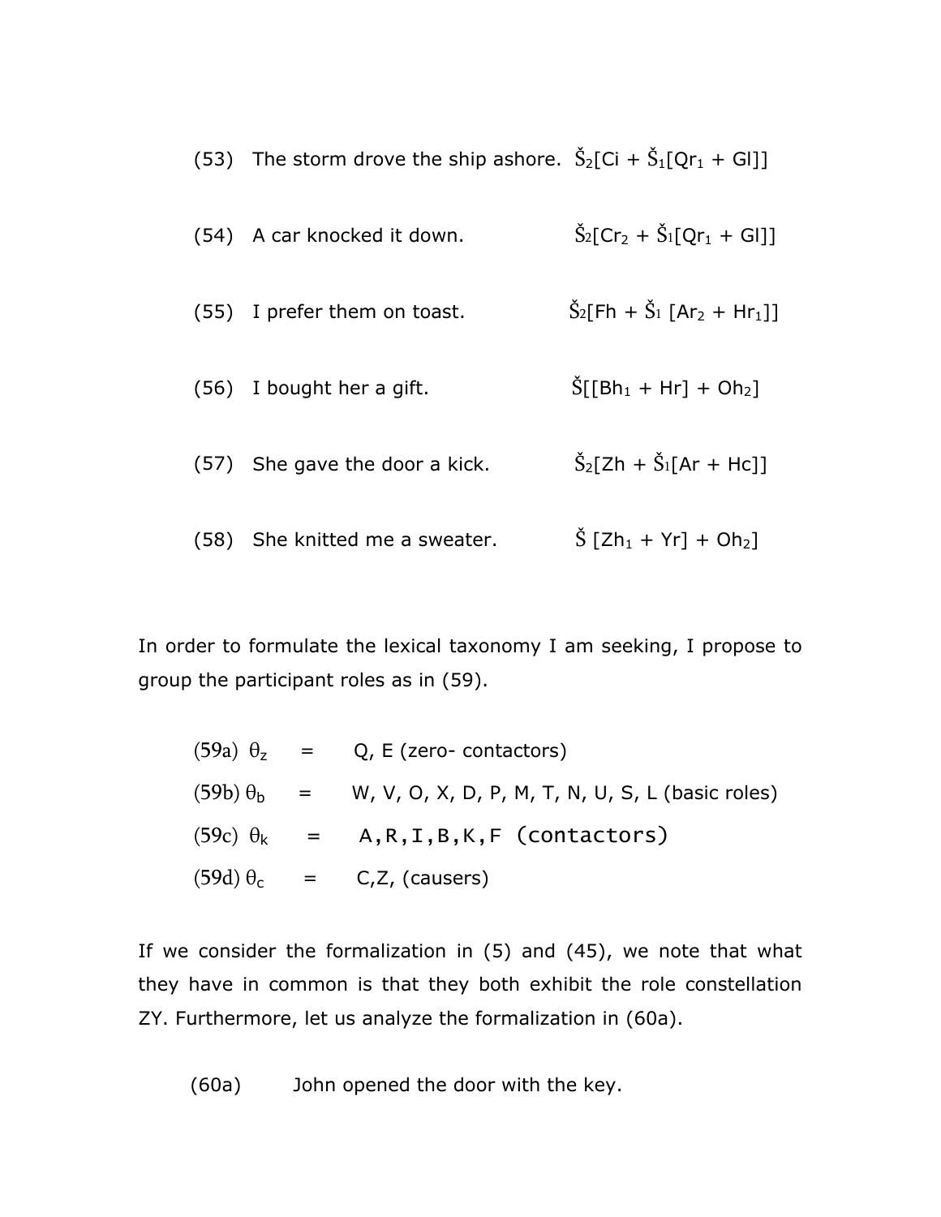(53) The storm drove the ship ashore. $\check{S}_2[Ci + \check{S}_1[Qr_1 + Gl]]$

(54) A car knocked it down. $\check{S}_2[Cr_2 + \check{S}_1[Qr_1 + Gl]]$

(55) I prefer them on toast. $\check{S}_2[Fh + \check{S}_1 [Ar_2 + Hr_1]]$

(56) I bought her a gift. $\check{S}[[Bh_1 + Hr] + Oh_2]$

(57) She gave the door a kick. $\check{S}_2[Zh + \check{S}_1[Ar + Hc]]$

(58) She knitted me a sweater. $\check{S} [Zh_1 + Yr] + Oh_2]$

In order to formulate the lexical taxonomy I am seeking, I propose to group the participant roles as in (59).

(59a) $\theta_z$ = Q, E (zero- contactors)

(59b) $\theta_b$ = W, V, O, X, D, P, M, T, N, U, S, L (basic roles)

(59c) $\theta_k$ = A,R,I,B,K,F (contactors)

(59d) $\theta_c$ = C,Z, (causers)

If we consider the formalization in (5) and (45), we note that what they have in common is that they both exhibit the role constellation ZY. Furthermore, let us analyze the formalization in (60a).

(60a) John opened the door with the key.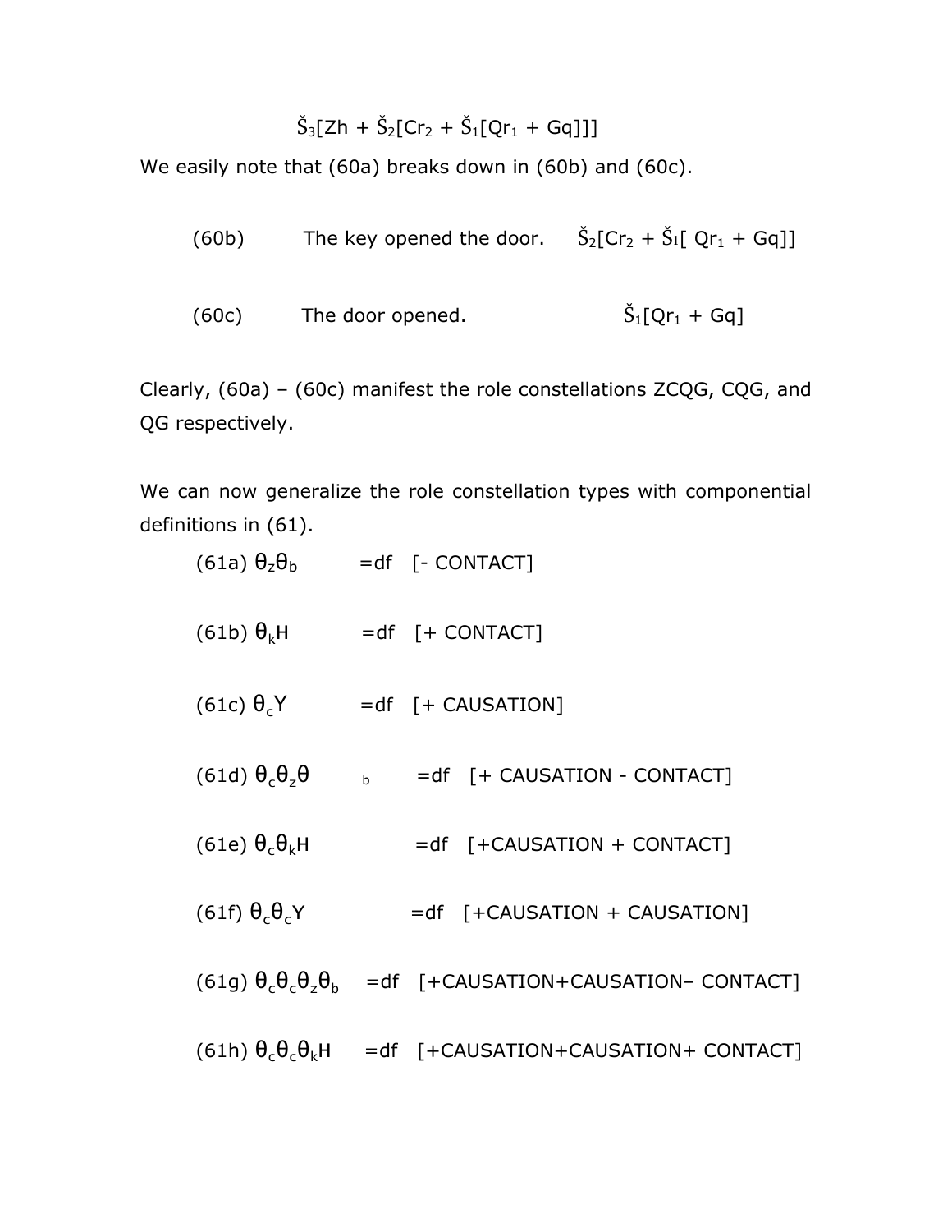$\check{S}_3[Zh + \check{S}_2[Cr_2 + \check{S}_1[Qr_1 + Gq]]]$

We easily note that (60a) breaks down in (60b) and (60c).

(60b) The key opened the door. $\check{S}_2[Cr_2 + \check{S}_1[ Qr_1 + Gq]]$

(60c) The door opened. $\check{S}_1[Qr_1 + Gq]$

Clearly, (60a) – (60c) manifest the role constellations ZCQG, CQG, and QG respectively.

We can now generalize the role constellation types with componential definitions in (61).

(61a) $\theta_z\theta_b$ =df [- CONTACT]

(61b) $\theta_k H$ =df [+ CONTACT]

(61c) $\theta_c Y$ =df [+ CAUSATION]

(61d) $\theta_c\theta_z\theta_b$ =df [+ CAUSATION - CONTACT]

(61e) $\theta_c\theta_k H$ =df [+CAUSATION + CONTACT]

(61f) $\theta_c\theta_c Y$ =df [+CAUSATION + CAUSATION]

(61g) $\theta_c\theta_c\theta_z\theta_b$ =df [+CAUSATION+CAUSATION– CONTACT]

(61h) $\theta_c\theta_c\theta_k H$ =df [+CAUSATION+CAUSATION+ CONTACT]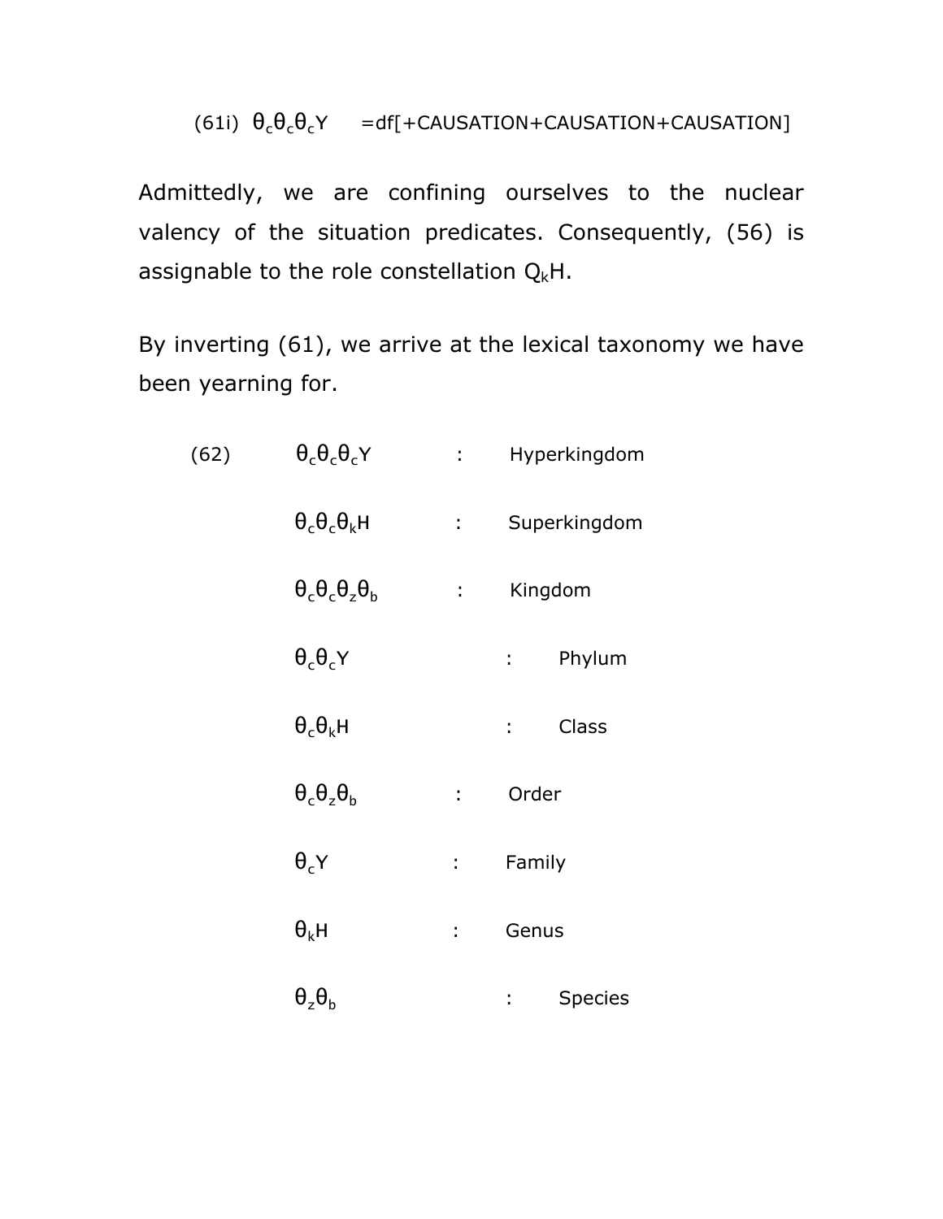(61i) $\theta_c\theta_c\theta_c Y$ =df[+CAUSATION+CAUSATION+CAUSATION]

Admittedly, we are confining ourselves to the nuclear valency of the situation predicates. Consequently, (56) is assignable to the role constellation $Q_k H$.

By inverting (61), we arrive at the lexical taxonomy we have been yearning for.

(62)

| | | |
|---|---|---|
| $\theta_c\theta_c\theta_c Y$ | : | Hyperkingdom |
| $\theta_c\theta_c\theta_k H$ | : | Superkingdom |
| $\theta_c\theta_c\theta_z\theta_b$ | : | Kingdom |
| $\theta_c\theta_c Y$ | : | Phylum |
| $\theta_c\theta_k H$ | : | Class |
| $\theta_c\theta_z\theta_b$ | : | Order |
| $\theta_c Y$ | : | Family |
| $\theta_k H$ | : | Genus |
| $\theta_z\theta_b$ | : | Species |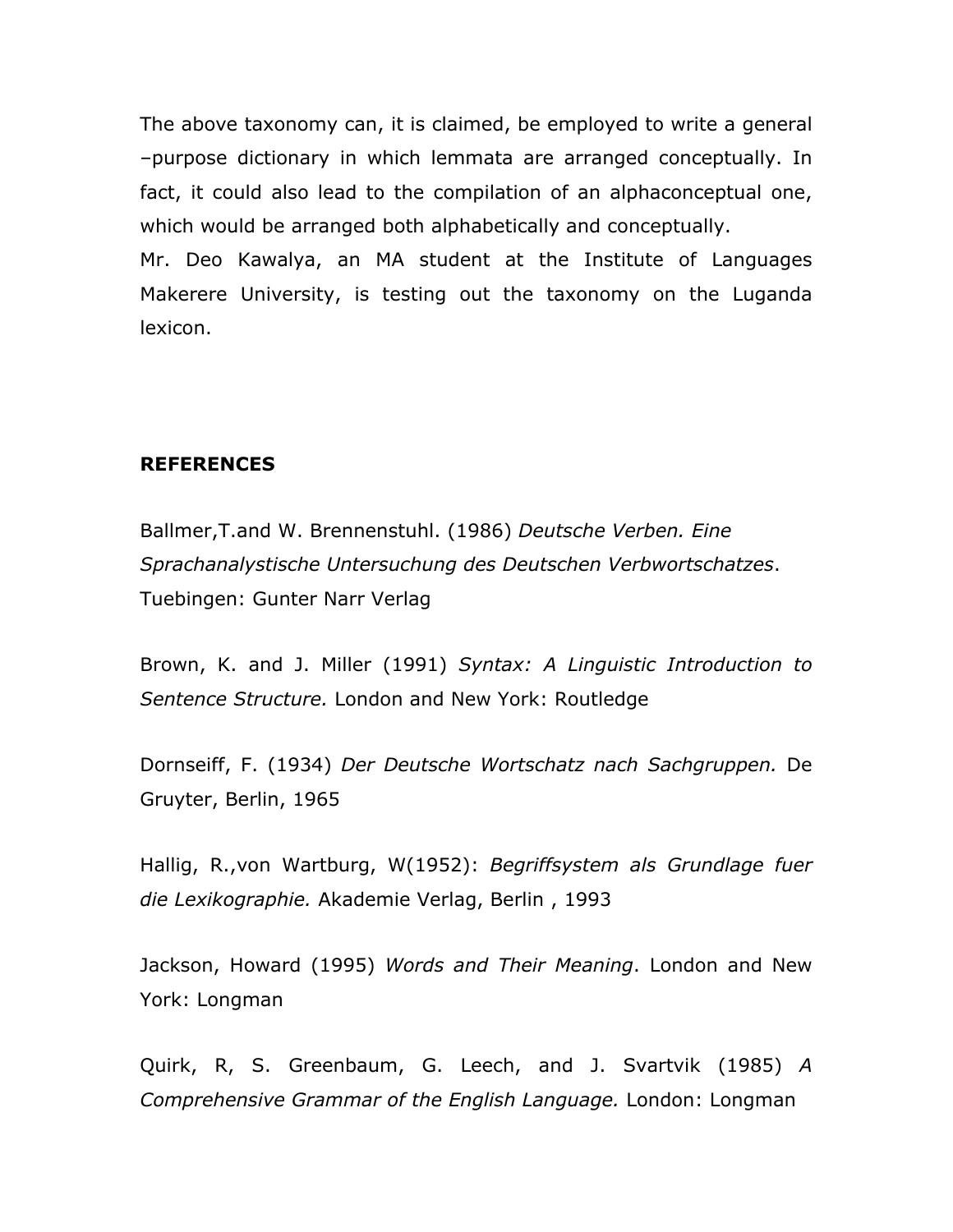The above taxonomy can, it is claimed, be employed to write a general –purpose dictionary in which lemmata are arranged conceptually. In fact, it could also lead to the compilation of an alphaconceptual one, which would be arranged both alphabetically and conceptually.

Mr. Deo Kawalya, an MA student at the Institute of Languages Makerere University, is testing out the taxonomy on the Luganda lexicon.

**REFERENCES**

Ballmer,T.and W. Brennenstuhl. (1986) *Deutsche Verben. Eine Sprachanalystische Untersuchung des Deutschen Verbwortschatzes*. Tuebingen: Gunter Narr Verlag

Brown, K. and J. Miller (1991) *Syntax: A Linguistic Introduction to Sentence Structure.* London and New York: Routledge

Dornseiff, F. (1934) *Der Deutsche Wortschatz nach Sachgruppen.* De Gruyter, Berlin, 1965

Hallig, R.,von Wartburg, W(1952): *Begriffsystem als Grundlage fuer die Lexikographie.* Akademie Verlag, Berlin , 1993

Jackson, Howard (1995) *Words and Their Meaning*. London and New York: Longman

Quirk, R, S. Greenbaum, G. Leech, and J. Svartvik (1985) *A Comprehensive Grammar of the English Language.* London: Longman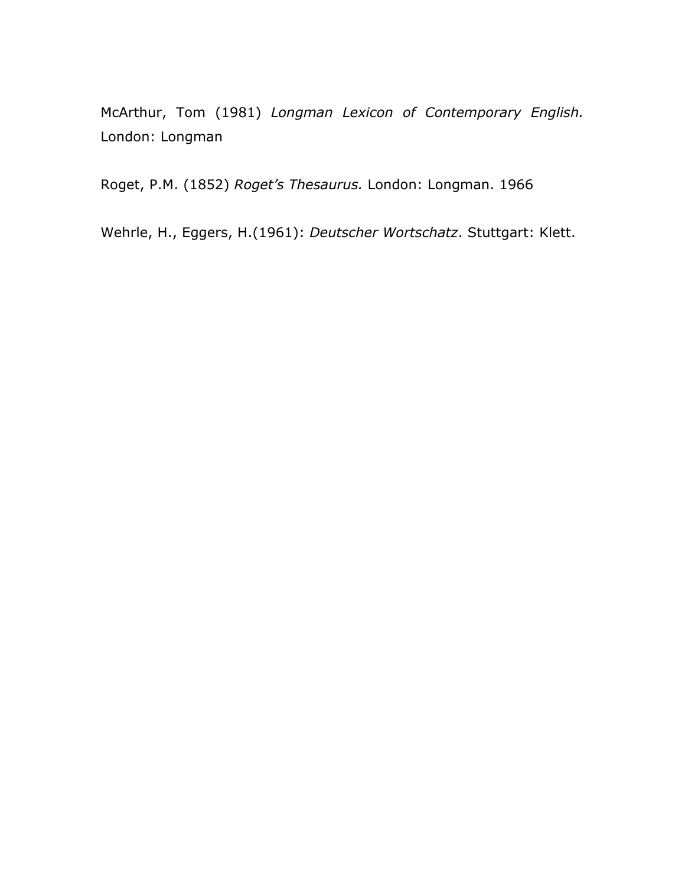McArthur, Tom (1981) *Longman Lexicon of Contemporary English.* London: Longman

Roget, P.M. (1852) *Roget's Thesaurus.* London: Longman. 1966

Wehrle, H., Eggers, H.(1961): *Deutscher Wortschatz*. Stuttgart: Klett.